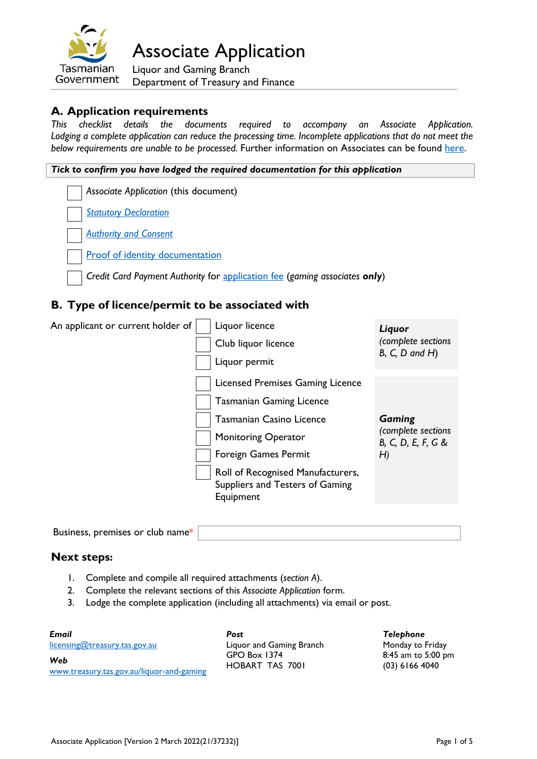# Associate Application

Liquor and Gaming Branch
Department of Treasury and Finance

## A. Application requirements

*This checklist details the documents required to accompany an Associate Application. Lodging a complete application can reduce the processing time. Incomplete applications that do not meet the below requirements are unable to be processed.* Further information on Associates can be found here.

***Tick to confirm you have lodged the required documentation for this application***

- ☐ *Associate Application* (this document)
- ☐ *Statutory Declaration*
- ☐ *Authority and Consent*
- ☐ Proof of identity documentation
- ☐ *Credit Card Payment Authority* for application fee (*gaming associates **only***)

## B. Type of licence/permit to be associated with

An applicant or current holder of

| | | |
|---|---|---|
| ☐ Liquor licence<br>☐ Club liquor licence<br>☐ Liquor permit | | ***Liquor*** *(complete sections B, C, D and H)* |
| ☐ Licensed Premises Gaming Licence<br>☐ Tasmanian Gaming Licence<br>☐ Tasmanian Casino Licence<br>☐ Monitoring Operator<br>☐ Foreign Games Permit<br>☐ Roll of Recognised Manufacturers, Suppliers and Testers of Gaming Equipment | | ***Gaming*** *(complete sections B, C, D, E, F, G & H)* |

Business, premises or club name* \_\_\_\_\_\_\_\_\_\_\_\_\_\_\_\_

### Next steps:

1. Complete and compile all required attachments (*section A*).
2. Complete the relevant sections of this *Associate Application* form.
3. Lodge the complete application (including all attachments) via email or post.

***Email***
licensing@treasury.tas.gov.au

***Web***
www.treasury.tas.gov.au/liquor-and-gaming

***Post***
Liquor and Gaming Branch
GPO Box 1374
HOBART TAS 7001

***Telephone***
Monday to Friday
8:45 am to 5:00 pm
(03) 6166 4040

Associate Application [Version 2 March 2022(21/37232)]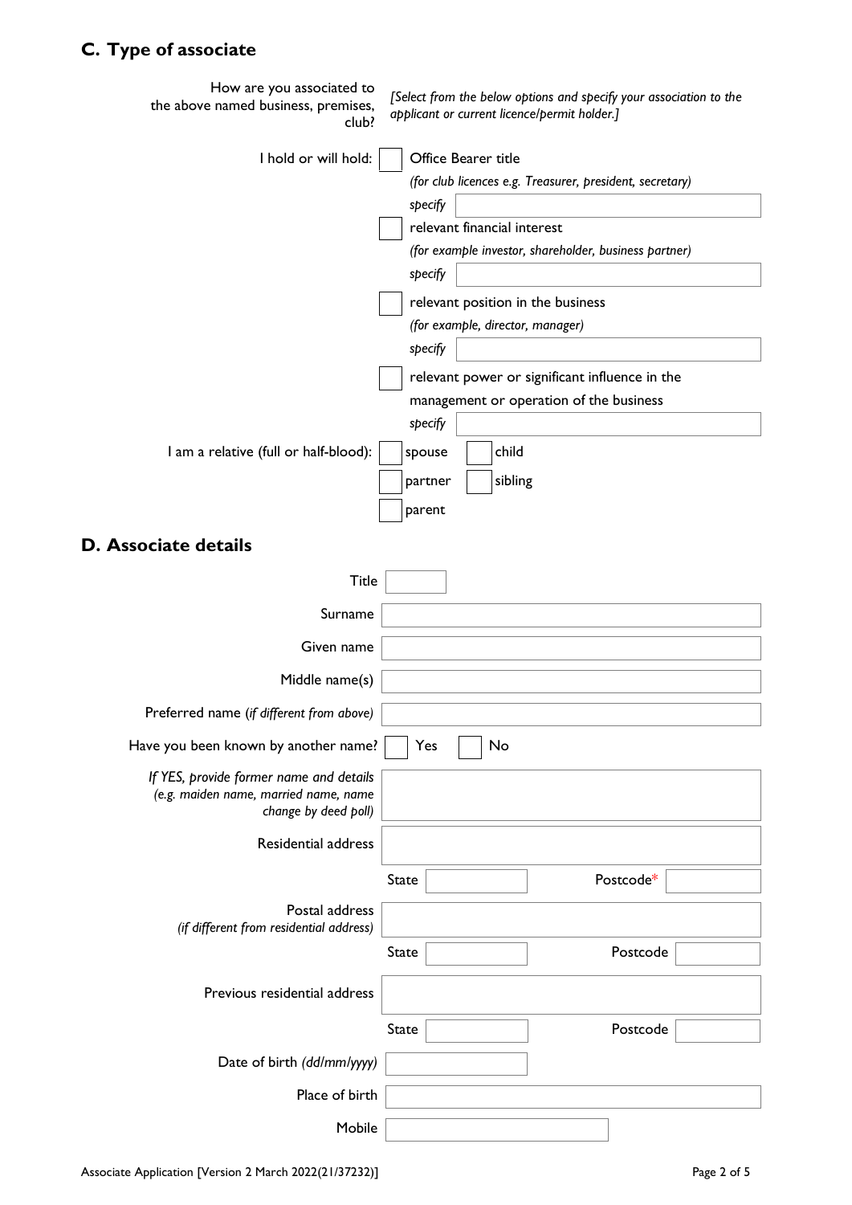## C. Type of associate

How are you associated to the above named business, premises, club?

*[Select from the below options and specify your association to the applicant or current licence/permit holder.]*

I hold or will hold:

- ☐ Office Bearer title
  *(for club licences e.g. Treasurer, president, secretary)*
  *specify* ______________________
- ☐ relevant financial interest
  *(for example investor, shareholder, business partner)*
  *specify* ______________________
- ☐ relevant position in the business
  *(for example, director, manager)*
  *specify* ______________________
- ☐ relevant power or significant influence in the management or operation of the business
  *specify* ______________________

I am a relative (full or half-blood):

- ☐ spouse
- ☐ child
- ☐ partner
- ☐ sibling
- ☐ parent

## D. Associate details

Title ______

Surname ______________________

Given name ______________________

Middle name(s) ______________________

Preferred name (*if different from above*) ______________________

Have you been known by another name? ☐ Yes ☐ No

*If YES, provide former name and details (e.g. maiden name, married name, name change by deed poll)* ______________________

Residential address ______________________

State ______ Postcode* ______

Postal address
*(if different from residential address)* ______________________

State ______ Postcode ______

Previous residential address ______________________

State ______ Postcode ______

Date of birth *(dd/mm/yyyy)* ______

Place of birth ______________________

Mobile ______________________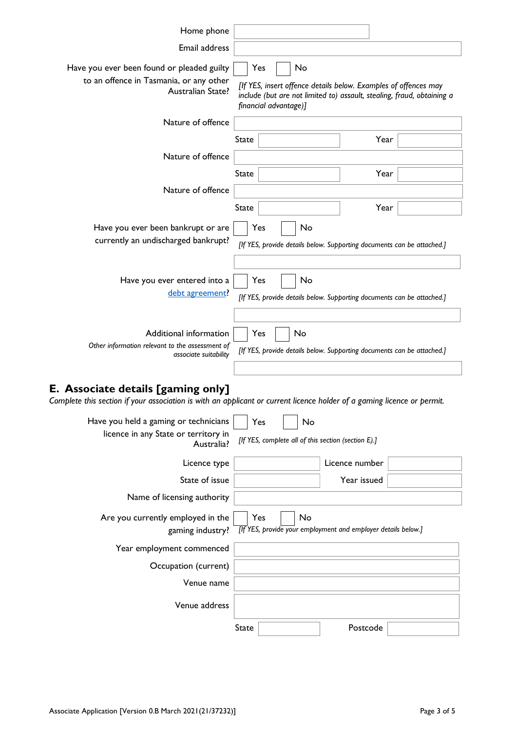Home phone

Email address

Have you ever been found or pleaded guilty to an offence in Tasmania, or any other Australian State? ☐ Yes ☐ No

*[If YES, insert offence details below. Examples of offences may include (but are not limited to) assault, stealing, fraud, obtaining a financial advantage)]*

Nature of offence

State | Year

Nature of offence

State | Year

Nature of offence

State | Year

Have you ever been bankrupt or are currently an undischarged bankrupt? ☐ Yes ☐ No

*[If YES, provide details below. Supporting documents can be attached.]*

Have you ever entered into a debt agreement? ☐ Yes ☐ No

*[If YES, provide details below. Supporting documents can be attached.]*

Additional information ☐ Yes ☐ No

*Other information relevant to the assessment of associate suitability*

*[If YES, provide details below. Supporting documents can be attached.]*

## E. Associate details [gaming only]

*Complete this section if your association is with an applicant or current licence holder of a gaming licence or permit.*

Have you held a gaming or technicians licence in any State or territory in Australia? ☐ Yes ☐ No

*[If YES, complete all of this section (section E).]*

Licence type | Licence number

State of issue | Year issued

Name of licensing authority

Are you currently employed in the gaming industry? ☐ Yes ☐ No

*[If YES, provide your employment and employer details below.]*

Year employment commenced

Occupation (current)

Venue name

Venue address

State | Postcode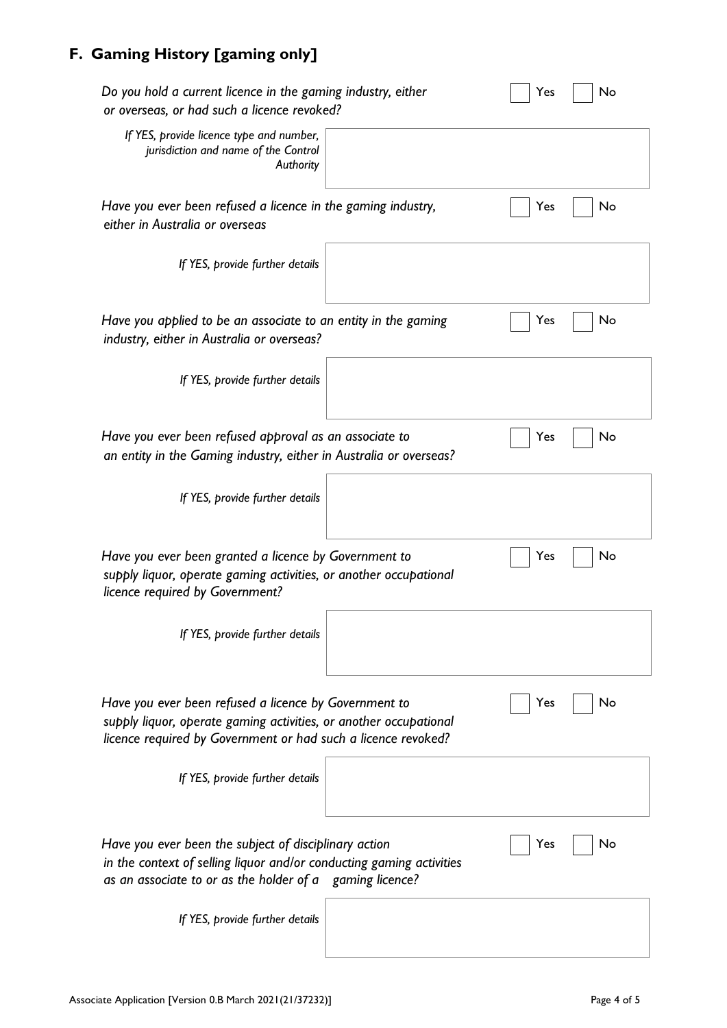## F. Gaming History [gaming only]

*Do you hold a current licence in the gaming industry, either or overseas, or had such a licence revoked?* ☐ Yes ☐ No

*If YES, provide licence type and number, jurisdiction and name of the Control Authority*

*Have you ever been refused a licence in the gaming industry, either in Australia or overseas* ☐ Yes ☐ No

*If YES, provide further details*

*Have you applied to be an associate to an entity in the gaming industry, either in Australia or overseas?* ☐ Yes ☐ No

*If YES, provide further details*

*Have you ever been refused approval as an associate to an entity in the Gaming industry, either in Australia or overseas?* ☐ Yes ☐ No

*If YES, provide further details*

*Have you ever been granted a licence by Government to supply liquor, operate gaming activities, or another occupational licence required by Government?* ☐ Yes ☐ No

*If YES, provide further details*

*Have you ever been refused a licence by Government to supply liquor, operate gaming activities, or another occupational licence required by Government or had such a licence revoked?* ☐ Yes ☐ No

*If YES, provide further details*

*Have you ever been the subject of disciplinary action in the context of selling liquor and/or conducting gaming activities as an associate to or as the holder of a gaming licence?* ☐ Yes ☐ No

*If YES, provide further details*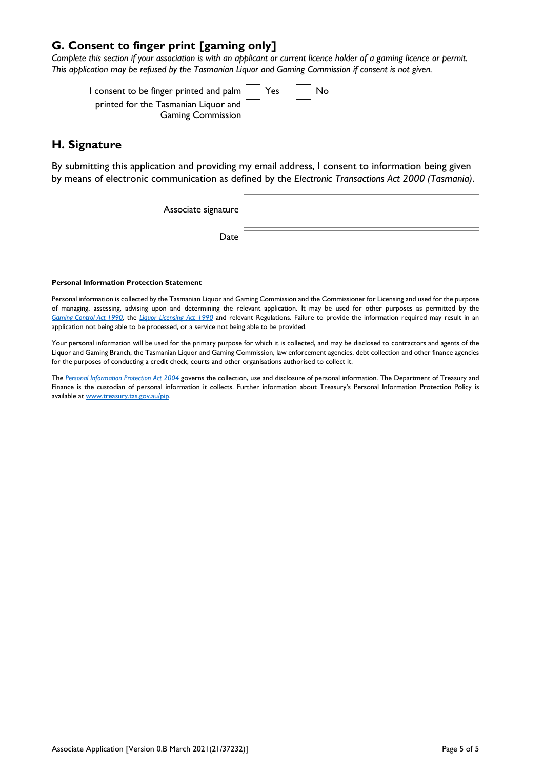## G. Consent to finger print [gaming only]

*Complete this section if your association is with an applicant or current licence holder of a gaming licence or permit. This application may be refused by the Tasmanian Liquor and Gaming Commission if consent is not given.*

I consent to be finger printed and palm printed for the Tasmanian Liquor and Gaming Commission ☐ Yes ☐ No

## H. Signature

By submitting this application and providing my email address, I consent to information being given by means of electronic communication as defined by the *Electronic Transactions Act 2000 (Tasmania)*.

| | |
|---|---|
| Associate signature | |
| Date | |

**Personal Information Protection Statement**

Personal information is collected by the Tasmanian Liquor and Gaming Commission and the Commissioner for Licensing and used for the purpose of managing, assessing, advising upon and determining the relevant application. It may be used for other purposes as permitted by the *Gaming Control Act 1990*, the *Liquor Licensing Act 1990* and relevant Regulations. Failure to provide the information required may result in an application not being able to be processed, or a service not being able to be provided.

Your personal information will be used for the primary purpose for which it is collected, and may be disclosed to contractors and agents of the Liquor and Gaming Branch, the Tasmanian Liquor and Gaming Commission, law enforcement agencies, debt collection and other finance agencies for the purposes of conducting a credit check, courts and other organisations authorised to collect it.

The *Personal Information Protection Act 2004* governs the collection, use and disclosure of personal information. The Department of Treasury and Finance is the custodian of personal information it collects. Further information about Treasury's Personal Information Protection Policy is available at www.treasury.tas.gov.au/pip.

Associate Application [Version 0.B March 2021(21/37232)]